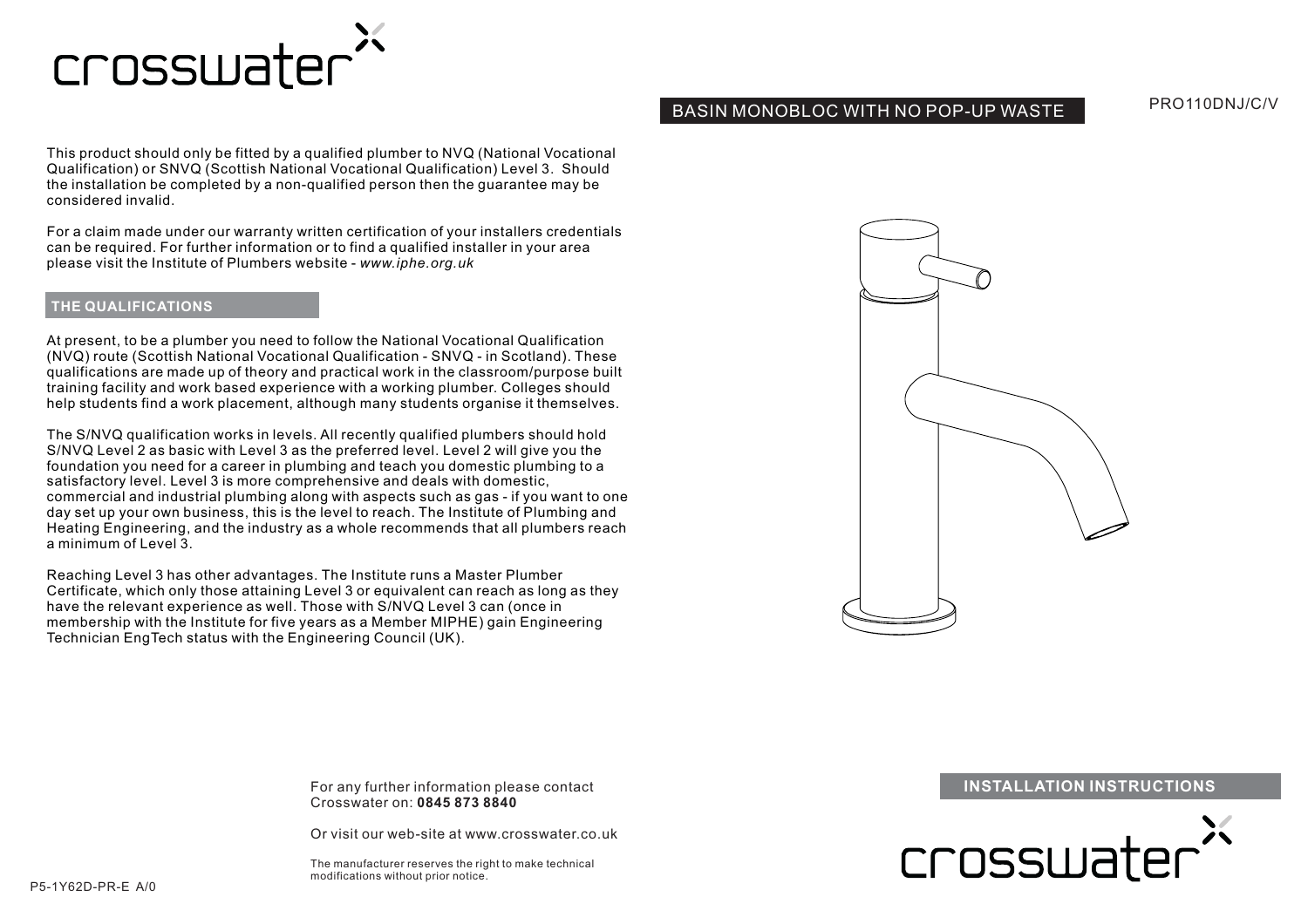# crosswater

## BASIN MONOBLOC WITH NO POP-UP WASTE

PRO110DNJ/C/V

This product should only be fitted by a qualified plumber to NVQ (National Vocational Qualification) or SNVQ (Scottish National Vocational Qualification) Level 3. Should the installation be completed by a non-qualified person then the guarantee may be considered invalid.

For a claim made under our warranty written certification of your installers credentials can be required. For further information or to find a qualified installer in your area please visit the Institute of Plumbers website - *www.iphe.org.uk*

### THE QUALIFICATIONS

At present, to be a plumber you need to follow the National Vocational Qualification (NVQ) route (Scottish National Vocational Qualification - SNVQ - in Scotland). These qualifications are made up of theory and practical work in the classroom/purpose built training facility and work based experience with a working plumber. Colleges should help students find a work placement, although many students organise it themselves.

The S/NVQ qualification works in levels. All recently qualified plumbers should hold S/NVQ Level 2 as basic with Level 3 as the preferred level. Level 2 will give you the foundation you need for a career in plumbing and teach you domestic plumbing to a satisfactory level. Level 3 is more comprehensive and deals with domestic, commercial and industrial plumbing along with aspects such as gas - if you want to one day set up your own business, this is the level to reach. The Institute of Plumbing and Heating Engineering, and the industry as a whole recommends that all plumbers reach a minimum of Level 3.

Reaching Level 3 has other advantages. The Institute runs a Master Plumber Certificate, which only those attaining Level 3 or equivalent can reach as long as they have the relevant experience as well. Those with S/NVQ Level 3 can (once in membership with the Institute for five years as a Member MIPHE) gain Engineering Technician EngTech status with the Engineering Council (UK).

For any further information please contact Crosswater on: **0845 873 8840**

Or visit our web-site at www.crosswater.co.uk

The manufacturer reserves the right to make technical modifications without prior notice.

P5-1Y62D-PR-E A/0

**INSTALLATION INSTRUCTIONS**

crosswater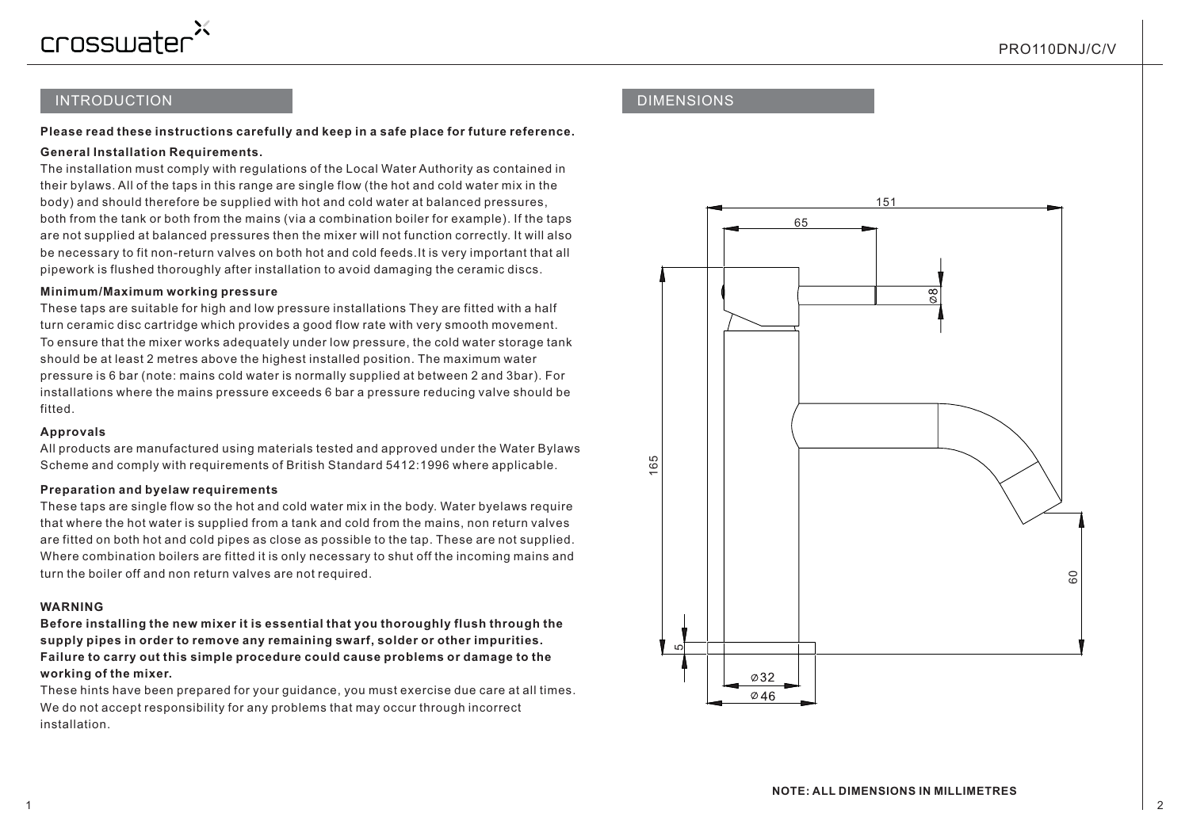## INTRODUCTION

**Please read these instructions carefully and keep in a safe place for future reference.**

**General Installation Requirements.**

The installation must comply with regulations of the Local Water Authority as contained in their bylaws. All of the taps in this range are single flow (the hot and cold water mix in the body) and should therefore be supplied with hot and cold water at balanced pressures, both from the tank or both from the mains (via a combination boiler for example). If the taps are not supplied at balanced pressures then the mixer will not function correctly. It will also be necessary to fit non-return valves on both hot and cold feeds.It is very important that all pipework is flushed thoroughly after installation to avoid damaging the ceramic discs.

**Minimum/Maximum working pressure**

These taps are suitable for high and low pressure installations They are fitted with a half turn ceramic disc cartridge which provides a good flow rate with very smooth movement. To ensure that the mixer works adequately under low pressure, the cold water storage tank should be at least 2 metres above the highest installed position. The maximum water pressure is 6 bar (note: mains cold water is normally supplied at between 2 and 3bar). For installations where the mains pressure exceeds 6 bar a pressure reducing valve should be fitted.

**Approvals**

All products are manufactured using materials tested and approved under the Water Bylaws Scheme and comply with requirements of British Standard 5412:1996 where applicable.

**Preparation and byelaw requirements**

These taps are single flow so the hot and cold water mix in the body. Water byelaws require that where the hot water is supplied from a tank and cold from the mains, non return valves are fitted on both hot and cold pipes as close as possible to the tap. These are not supplied. Where combination boilers are fitted it is only necessary to shut off the incoming mains and turn the boiler off and non return valves are not required.

**WARNING**

**Before installing the new mixer it is essential that you thoroughly flush through the supply pipes in order to remove any remaining swarf, solder or other impurities. Failure to carry out this simple procedure could cause problems or damage to the working of the mixer.**

These hints have been prepared for your guidance, you must exercise due care at all times. We do not accept responsibility for any problems that may occur through incorrect installation.

## DIMENSIONS

151
65
Ø8
165
60
5
Ø32
Ø46

**NOTE: ALL DIMENSIONS IN MILLIMETRES**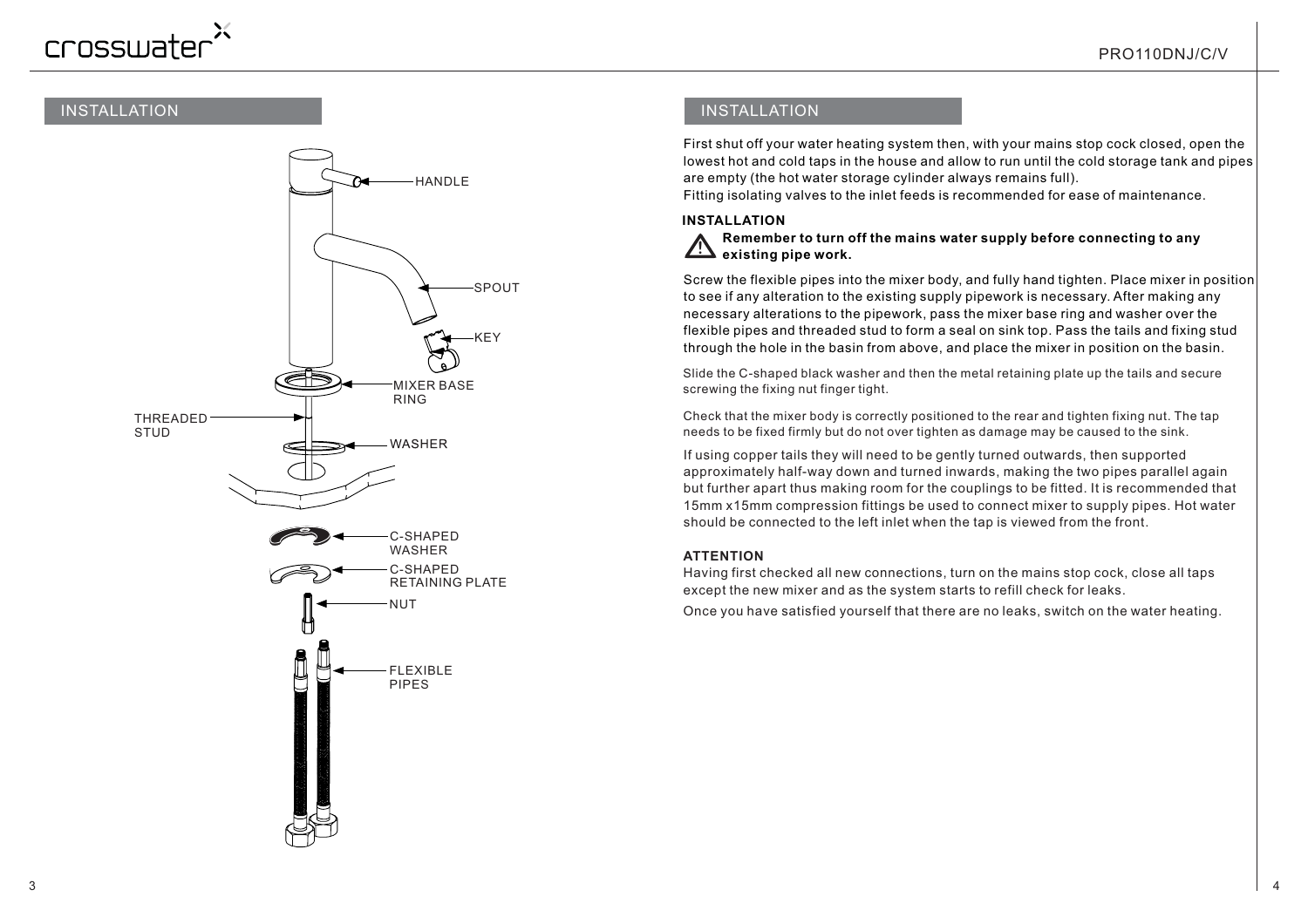## INSTALLATION

HANDLE

SPOUT

KEY

MIXER BASE RING

THREADED STUD

WASHER

C-SHAPED WASHER

C-SHAPED RETAINING PLATE

NUT

FLEXIBLE PIPES

## INSTALLATION

First shut off your water heating system then, with your mains stop cock closed, open the lowest hot and cold taps in the house and allow to run until the cold storage tank and pipes are empty (the hot water storage cylinder always remains full).
Fitting isolating valves to the inlet feeds is recommended for ease of maintenance.

### INSTALLATION

⚠ **Remember to turn off the mains water supply before connecting to any existing pipe work.**

Screw the flexible pipes into the mixer body, and fully hand tighten. Place mixer in position to see if any alteration to the existing supply pipework is necessary. After making any necessary alterations to the pipework, pass the mixer base ring and washer over the flexible pipes and threaded stud to form a seal on sink top. Pass the tails and fixing stud through the hole in the basin from above, and place the mixer in position on the basin.

Slide the C-shaped black washer and then the metal retaining plate up the tails and secure screwing the fixing nut finger tight.

Check that the mixer body is correctly positioned to the rear and tighten fixing nut. The tap needs to be fixed firmly but do not over tighten as damage may be caused to the sink.

If using copper tails they will need to be gently turned outwards, then supported approximately half-way down and turned inwards, making the two pipes parallel again but further apart thus making room for the couplings to be fitted. It is recommended that 15mm x15mm compression fittings be used to connect mixer to supply pipes. Hot water should be connected to the left inlet when the tap is viewed from the front.

### ATTENTION

Having first checked all new connections, turn on the mains stop cock, close all taps except the new mixer and as the system starts to refill check for leaks.

Once you have satisfied yourself that there are no leaks, switch on the water heating.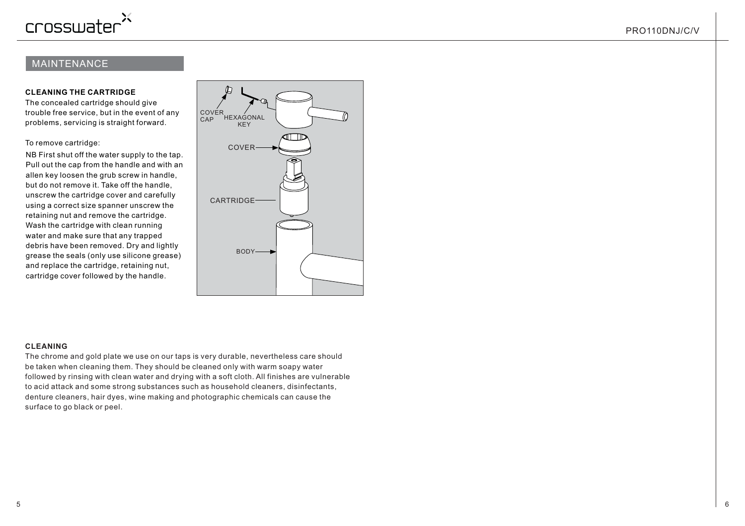## MAINTENANCE

### CLEANING THE CARTRIDGE

The concealed cartridge should give trouble free service, but in the event of any problems, servicing is straight forward.

To remove cartridge:

NB First shut off the water supply to the tap. Pull out the cap from the handle and with an allen key loosen the grub screw in handle, but do not remove it. Take off the handle, unscrew the cartridge cover and carefully using a correct size spanner unscrew the retaining nut and remove the cartridge. Wash the cartridge with clean running water and make sure that any trapped debris have been removed. Dry and lightly grease the seals (only use silicone grease) and replace the cartridge, retaining nut, cartridge cover followed by the handle.

COVER CAP
HEXAGONAL KEY
COVER
CARTRIDGE
BODY

### CLEANING

The chrome and gold plate we use on our taps is very durable, nevertheless care should be taken when cleaning them. They should be cleaned only with warm soapy water followed by rinsing with clean water and drying with a soft cloth. All finishes are vulnerable to acid attack and some strong substances such as household cleaners, disinfectants, denture cleaners, hair dyes, wine making and photographic chemicals can cause the surface to go black or peel.